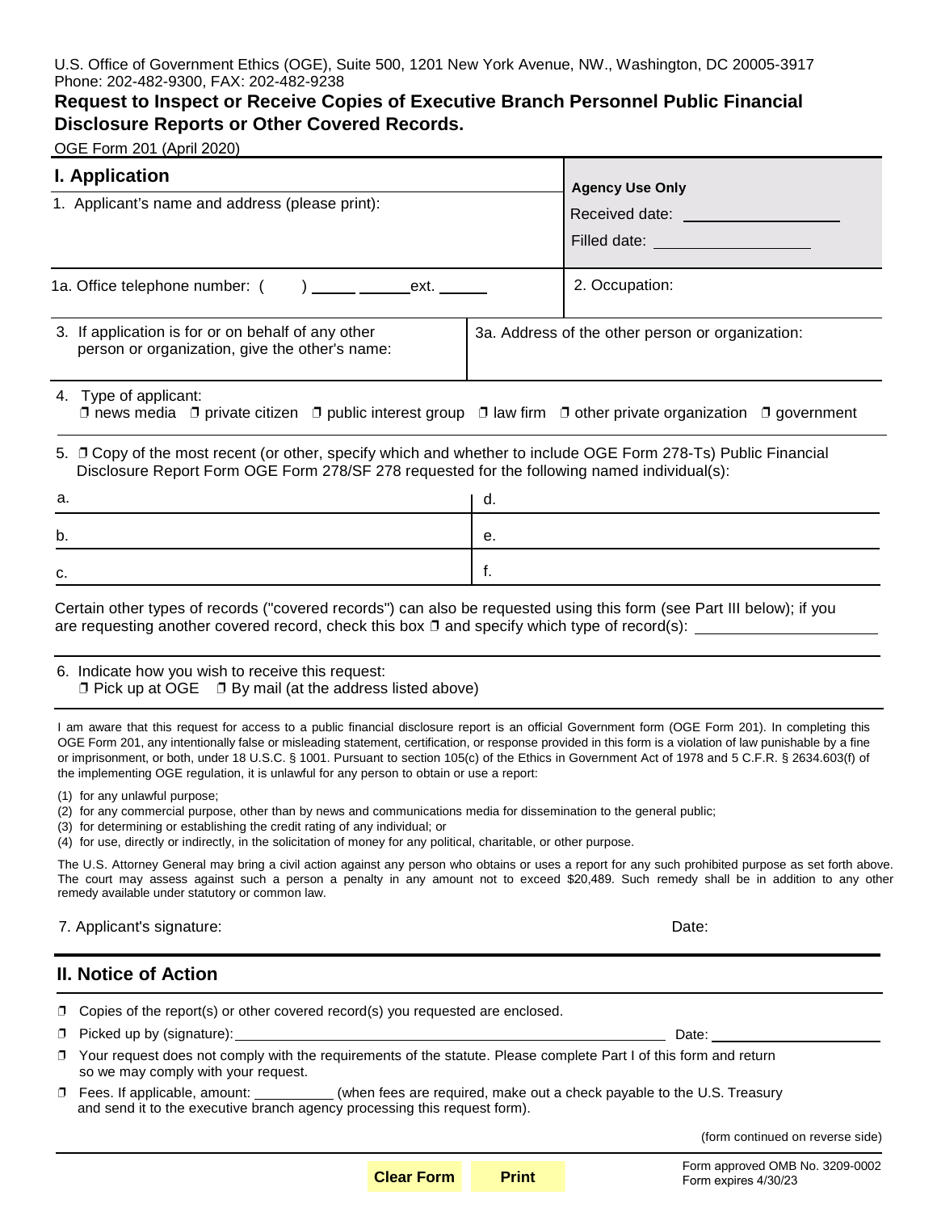U.S. Office of Government Ethics (OGE), Suite 500, 1201 New York Avenue, NW., Washington, DC 20005-3917
Phone: 202-482-9300, FAX: 202-482-9238

# Request to Inspect or Receive Copies of Executive Branch Personnel Public Financial Disclosure Reports or Other Covered Records.

OGE Form 201 (April 2020)

## I. Application

1. Applicant's name and address (please print):

**Agency Use Only**

Received date: ____________________

Filled date: ____________________

1a. Office telephone number: ( ) _____ ______ext. ______

2. Occupation:

3. If application is for or on behalf of any other person or organization, give the other's name:

3a. Address of the other person or organization:

4. Type of applicant:
☐ news media ☐ private citizen ☐ public interest group ☐ law firm ☐ other private organization ☐ government

5. ☐ Copy of the most recent (or other, specify which and whether to include OGE Form 278-Ts) Public Financial Disclosure Report Form OGE Form 278/SF 278 requested for the following named individual(s):

| | |
|---|---|
| a. | d. |
| b. | e. |
| c. | f. |

Certain other types of records ("covered records") can also be requested using this form (see Part III below); if you are requesting another covered record, check this box ☐ and specify which type of record(s): ____________________

6. Indicate how you wish to receive this request:
☐ Pick up at OGE ☐ By mail (at the address listed above)

I am aware that this request for access to a public financial disclosure report is an official Government form (OGE Form 201). In completing this OGE Form 201, any intentionally false or misleading statement, certification, or response provided in this form is a violation of law punishable by a fine or imprisonment, or both, under 18 U.S.C. § 1001. Pursuant to section 105(c) of the Ethics in Government Act of 1978 and 5 C.F.R. § 2634.603(f) of the implementing OGE regulation, it is unlawful for any person to obtain or use a report:

(1) for any unlawful purpose;
(2) for any commercial purpose, other than by news and communications media for dissemination to the general public;
(3) for determining or establishing the credit rating of any individual; or
(4) for use, directly or indirectly, in the solicitation of money for any political, charitable, or other purpose.

The U.S. Attorney General may bring a civil action against any person who obtains or uses a report for any such prohibited purpose as set forth above. The court may assess against such a person a penalty in any amount not to exceed $20,489. Such remedy shall be in addition to any other remedy available under statutory or common law.

7. Applicant's signature: Date:

## II. Notice of Action

☐ Copies of the report(s) or other covered record(s) you requested are enclosed.

☐ Picked up by (signature): ____________________________________________ Date: ____________________

☐ Your request does not comply with the requirements of the statute. Please complete Part I of this form and return so we may comply with your request.

☐ Fees. If applicable, amount: __________ (when fees are required, make out a check payable to the U.S. Treasury and send it to the executive branch agency processing this request form).

(form continued on reverse side)

Clear Form Print

Form approved OMB No. 3209-0002
Form expires 4/30/23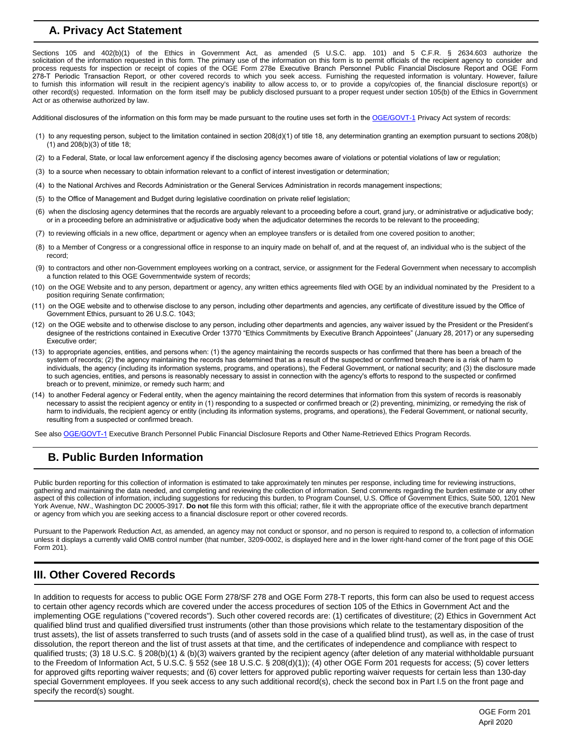## A. Privacy Act Statement

Sections 105 and 402(b)(1) of the Ethics in Government Act, as amended (5 U.S.C. app. 101) and 5 C.F.R. § 2634.603 authorize the solicitation of the information requested in this form. The primary use of the information on this form is to permit officials of the recipient agency to consider and process requests for inspection or receipt of copies of the OGE Form 278e Executive Branch Personnel Public Financial Disclosure Report and OGE Form 278-T Periodic Transaction Report, or other covered records to which you seek access. Furnishing the requested information is voluntary. However, failure to furnish this information will result in the recipient agency's inability to allow access to, or to provide a copy/copies of, the financial disclosure report(s) or other record(s) requested. Information on the form itself may be publicly disclosed pursuant to a proper request under section 105(b) of the Ethics in Government Act or as otherwise authorized by law.

Additional disclosures of the information on this form may be made pursuant to the routine uses set forth in the OGE/GOVT-1 Privacy Act system of records:

(1) to any requesting person, subject to the limitation contained in section 208(d)(1) of title 18, any determination granting an exemption pursuant to sections 208(b)(1) and 208(b)(3) of title 18;

(2) to a Federal, State, or local law enforcement agency if the disclosing agency becomes aware of violations or potential violations of law or regulation;

(3) to a source when necessary to obtain information relevant to a conflict of interest investigation or determination;

(4) to the National Archives and Records Administration or the General Services Administration in records management inspections;

(5) to the Office of Management and Budget during legislative coordination on private relief legislation;

(6) when the disclosing agency determines that the records are arguably relevant to a proceeding before a court, grand jury, or administrative or adjudicative body; or in a proceeding before an administrative or adjudicative body when the adjudicator determines the records to be relevant to the proceeding;

(7) to reviewing officials in a new office, department or agency when an employee transfers or is detailed from one covered position to another;

(8) to a Member of Congress or a congressional office in response to an inquiry made on behalf of, and at the request of, an individual who is the subject of the record;

(9) to contractors and other non-Government employees working on a contract, service, or assignment for the Federal Government when necessary to accomplish a function related to this OGE Governmentwide system of records;

(10) on the OGE Website and to any person, department or agency, any written ethics agreements filed with OGE by an individual nominated by the President to a position requiring Senate confirmation;

(11) on the OGE website and to otherwise disclose to any person, including other departments and agencies, any certificate of divestiture issued by the Office of Government Ethics, pursuant to 26 U.S.C. 1043;

(12) on the OGE website and to otherwise disclose to any person, including other departments and agencies, any waiver issued by the President or the President's designee of the restrictions contained in Executive Order 13770 "Ethics Commitments by Executive Branch Appointees" (January 28, 2017) or any superseding Executive order;

(13) to appropriate agencies, entities, and persons when: (1) the agency maintaining the records suspects or has confirmed that there has been a breach of the system of records; (2) the agency maintaining the records has determined that as a result of the suspected or confirmed breach there is a risk of harm to individuals, the agency (including its information systems, programs, and operations), the Federal Government, or national security; and (3) the disclosure made to such agencies, entities, and persons is reasonably necessary to assist in connection with the agency's efforts to respond to the suspected or confirmed breach or to prevent, minimize, or remedy such harm; and

(14) to another Federal agency or Federal entity, when the agency maintaining the record determines that information from this system of records is reasonably necessary to assist the recipient agency or entity in (1) responding to a suspected or confirmed breach or (2) preventing, minimizing, or remedying the risk of harm to individuals, the recipient agency or entity (including its information systems, programs, and operations), the Federal Government, or national security, resulting from a suspected or confirmed breach.

See also OGE/GOVT-1 Executive Branch Personnel Public Financial Disclosure Reports and Other Name-Retrieved Ethics Program Records.

## B. Public Burden Information

Public burden reporting for this collection of information is estimated to take approximately ten minutes per response, including time for reviewing instructions, gathering and maintaining the data needed, and completing and reviewing the collection of information. Send comments regarding the burden estimate or any other aspect of this collection of information, including suggestions for reducing this burden, to Program Counsel, U.S. Office of Government Ethics, Suite 500, 1201 New York Avenue, NW., Washington DC 20005-3917. **Do not** file this form with this official; rather, file it with the appropriate office of the executive branch department or agency from which you are seeking access to a financial disclosure report or other covered records.

Pursuant to the Paperwork Reduction Act, as amended, an agency may not conduct or sponsor, and no person is required to respond to, a collection of information unless it displays a currently valid OMB control number (that number, 3209-0002, is displayed here and in the lower right-hand corner of the front page of this OGE Form 201).

## III. Other Covered Records

In addition to requests for access to public OGE Form 278/SF 278 and OGE Form 278-T reports, this form can also be used to request access to certain other agency records which are covered under the access procedures of section 105 of the Ethics in Government Act and the implementing OGE regulations ("covered records"). Such other covered records are: (1) certificates of divestiture; (2) Ethics in Government Act qualified blind trust and qualified diversified trust instruments (other than those provisions which relate to the testamentary disposition of the trust assets), the list of assets transferred to such trusts (and of assets sold in the case of a qualified blind trust), as well as, in the case of trust dissolution, the report thereon and the list of trust assets at that time, and the certificates of independence and compliance with respect to qualified trusts; (3) 18 U.S.C. § 208(b)(1) & (b)(3) waivers granted by the recipient agency (after deletion of any material withholdable pursuant to the Freedom of Information Act, 5 U.S.C. § 552 (see 18 U.S.C. § 208(d)(1)); (4) other OGE Form 201 requests for access; (5) cover letters for approved gifts reporting waiver requests; and (6) cover letters for approved public reporting waiver requests for certain less than 130-day special Government employees. If you seek access to any such additional record(s), check the second box in Part I.5 on the front page and specify the record(s) sought.

OGE Form 201
April 2020